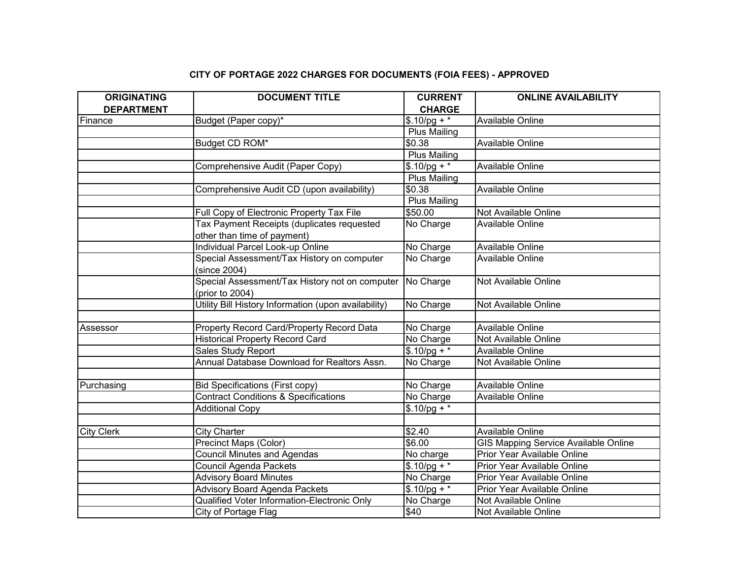**CITY OF PORTAGE 2022 CHARGES FOR DOCUMENTS (FOIA FEES) - APPROVED**

| ORIGINATING DEPARTMENT | DOCUMENT TITLE | CURRENT CHARGE | ONLINE AVAILABILITY |
|---|---|---|---|
| Finance | Budget (Paper copy)* | $.10/pg + * | Available Online |
| | | Plus Mailing | |
| | Budget CD ROM* | $0.38 | Available Online |
| | | Plus Mailing | |
| | Comprehensive Audit (Paper Copy) | $.10/pg + * | Available Online |
| | | Plus Mailing | |
| | Comprehensive Audit CD (upon availability) | $0.38 | Available Online |
| | | Plus Mailing | |
| | Full Copy of Electronic Property Tax File | $50.00 | Not Available Online |
| | Tax Payment Receipts (duplicates requested other than time of payment) | No Charge | Available Online |
| | Individual Parcel Look-up Online | No Charge | Available Online |
| | Special Assessment/Tax History on computer (since 2004) | No Charge | Available Online |
| | Special Assessment/Tax History not on computer (prior to 2004) | No Charge | Not Available Online |
| | Utility Bill History Information (upon availability) | No Charge | Not Available Online |
| | | | |
| Assessor | Property Record Card/Property Record Data | No Charge | Available Online |
| | Historical Property Record Card | No Charge | Not Available Online |
| | Sales Study Report | $.10/pg + * | Available Online |
| | Annual Database Download for Realtors Assn. | No Charge | Not Available Online |
| | | | |
| Purchasing | Bid Specifications (First copy) | No Charge | Available Online |
| | Contract Conditions & Specifications | No Charge | Available Online |
| | Additional Copy | $.10/pg + * | |
| | | | |
| City Clerk | City Charter | $2.40 | Available Online |
| | Precinct Maps (Color) | $6.00 | GIS Mapping Service Available Online |
| | Council Minutes and Agendas | No charge | Prior Year Available Online |
| | Council Agenda Packets | $.10/pg + * | Prior Year Available Online |
| | Advisory Board Minutes | No Charge | Prior Year Available Online |
| | Advisory Board Agenda Packets | $.10/pg + * | Prior Year Available Online |
| | Qualified Voter Information-Electronic Only | No Charge | Not Available Online |
| | City of Portage Flag | $40 | Not Available Online |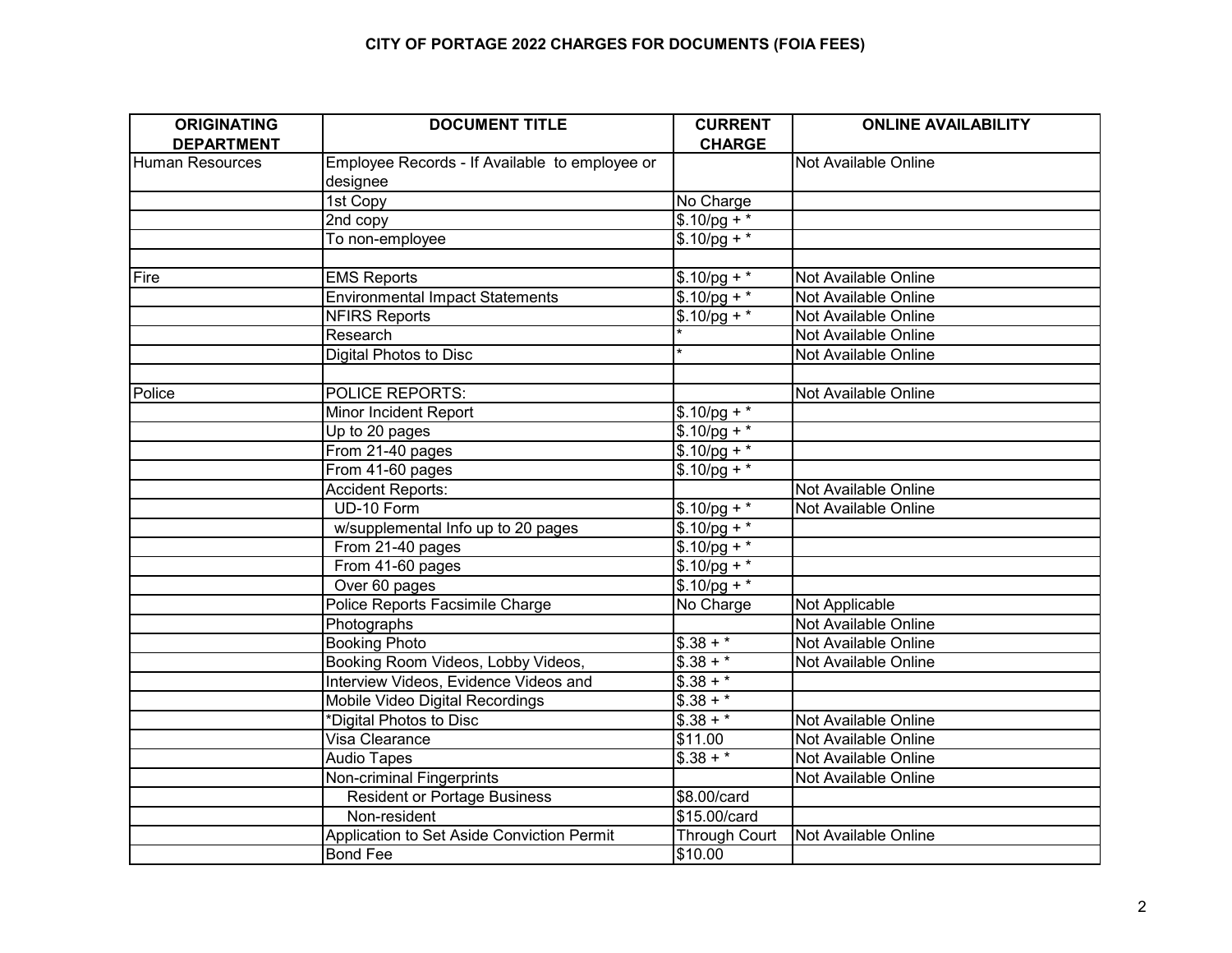# CITY OF PORTAGE 2022 CHARGES FOR DOCUMENTS (FOIA FEES)

| ORIGINATING DEPARTMENT | DOCUMENT TITLE | CURRENT CHARGE | ONLINE AVAILABILITY |
|---|---|---|---|
| Human Resources | Employee Records - If Available to employee or designee | | Not Available Online |
| | 1st Copy | No Charge | |
| | 2nd copy | $.10/pg + * | |
| | To non-employee | $.10/pg + * | |
| | | | |
| Fire | EMS Reports | $.10/pg + * | Not Available Online |
| | Environmental Impact Statements | $.10/pg + * | Not Available Online |
| | NFIRS Reports | $.10/pg + * | Not Available Online |
| | Research | * | Not Available Online |
| | Digital Photos to Disc | * | Not Available Online |
| | | | |
| Police | POLICE REPORTS: | | Not Available Online |
| | Minor Incident Report | $.10/pg + * | |
| | Up to 20 pages | $.10/pg + * | |
| | From 21-40 pages | $.10/pg + * | |
| | From 41-60 pages | $.10/pg + * | |
| | Accident Reports: | | Not Available Online |
| | UD-10 Form | $.10/pg + * | Not Available Online |
| | w/supplemental Info up to 20 pages | $.10/pg + * | |
| | From 21-40 pages | $.10/pg + * | |
| | From 41-60 pages | $.10/pg + * | |
| | Over 60 pages | $.10/pg + * | |
| | Police Reports Facsimile Charge | No Charge | Not Applicable |
| | Photographs | | Not Available Online |
| | Booking Photo | $.38 + * | Not Available Online |
| | Booking Room Videos, Lobby Videos, | $.38 + * | Not Available Online |
| | Interview Videos, Evidence Videos and | $.38 + * | |
| | Mobile Video Digital Recordings | $.38 + * | |
| | *Digital Photos to Disc | $.38 + * | Not Available Online |
| | Visa Clearance | $11.00 | Not Available Online |
| | Audio Tapes | $.38 + * | Not Available Online |
| | Non-criminal Fingerprints | | Not Available Online |
| | Resident or Portage Business | $8.00/card | |
| | Non-resident | $15.00/card | |
| | Application to Set Aside Conviction Permit | Through Court | Not Available Online |
| | Bond Fee | $10.00 | |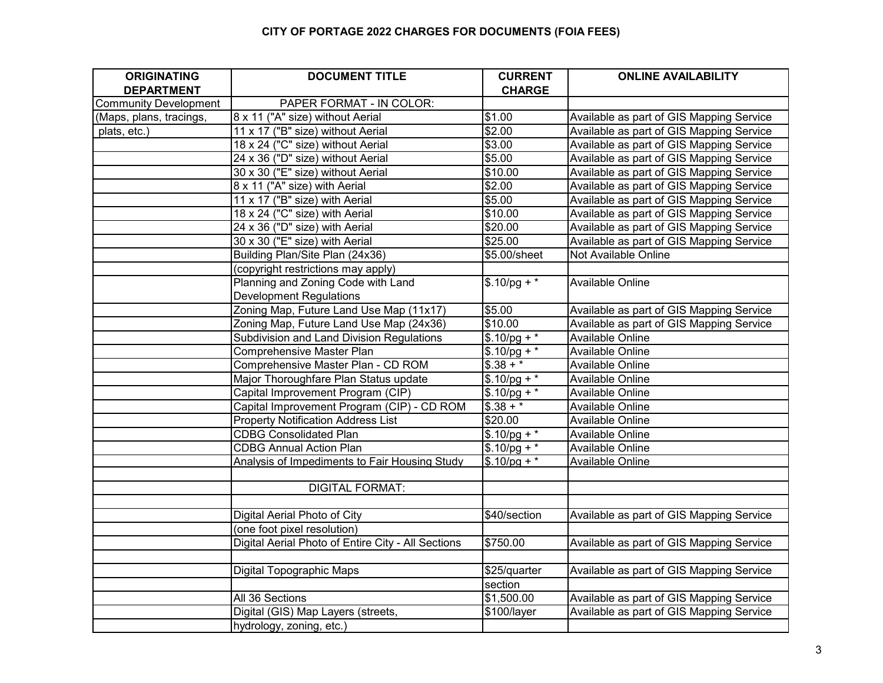**CITY OF PORTAGE 2022 CHARGES FOR DOCUMENTS (FOIA FEES)**

| ORIGINATING DEPARTMENT | DOCUMENT TITLE | CURRENT CHARGE | ONLINE AVAILABILITY |
|---|---|---|---|
| Community Development | PAPER FORMAT - IN COLOR: | | |
| (Maps, plans, tracings, | 8 x 11 ("A" size) without Aerial | $1.00 | Available as part of GIS Mapping Service |
| plats, etc.) | 11 x 17 ("B" size) without Aerial | $2.00 | Available as part of GIS Mapping Service |
| | 18 x 24 ("C" size) without Aerial | $3.00 | Available as part of GIS Mapping Service |
| | 24 x 36 ("D" size) without Aerial | $5.00 | Available as part of GIS Mapping Service |
| | 30 x 30 ("E" size) without Aerial | $10.00 | Available as part of GIS Mapping Service |
| | 8 x 11 ("A" size) with Aerial | $2.00 | Available as part of GIS Mapping Service |
| | 11 x 17 ("B" size) with Aerial | $5.00 | Available as part of GIS Mapping Service |
| | 18 x 24 ("C" size) with Aerial | $10.00 | Available as part of GIS Mapping Service |
| | 24 x 36 ("D" size) with Aerial | $20.00 | Available as part of GIS Mapping Service |
| | 30 x 30 ("E" size) with Aerial | $25.00 | Available as part of GIS Mapping Service |
| | Building Plan/Site Plan (24x36) | $5.00/sheet | Not Available Online |
| | (copyright restrictions may apply) | | |
| | Planning and Zoning Code with Land Development Regulations | $.10/pg + * | Available Online |
| | Zoning Map, Future Land Use Map (11x17) | $5.00 | Available as part of GIS Mapping Service |
| | Zoning Map, Future Land Use Map (24x36) | $10.00 | Available as part of GIS Mapping Service |
| | Subdivision and Land Division Regulations | $.10/pg + * | Available Online |
| | Comprehensive Master Plan | $.10/pg + * | Available Online |
| | Comprehensive Master Plan - CD ROM | $.38 + * | Available Online |
| | Major Thoroughfare Plan Status update | $.10/pg + * | Available Online |
| | Capital Improvement Program (CIP) | $.10/pg + * | Available Online |
| | Capital Improvement Program (CIP) - CD ROM | $.38 + * | Available Online |
| | Property Notification Address List | $20.00 | Available Online |
| | CDBG Consolidated Plan | $.10/pg + * | Available Online |
| | CDBG Annual Action Plan | $.10/pg + * | Available Online |
| | Analysis of Impediments to Fair Housing Study | $.10/pg + * | Available Online |
| | | | |
| | DIGITAL FORMAT: | | |
| | | | |
| | Digital Aerial Photo of City | $40/section | Available as part of GIS Mapping Service |
| | (one foot pixel resolution) | | |
| | Digital Aerial Photo of Entire City - All Sections | $750.00 | Available as part of GIS Mapping Service |
| | | | |
| | Digital Topographic Maps | $25/quarter section | Available as part of GIS Mapping Service |
| | All 36 Sections | $1,500.00 | Available as part of GIS Mapping Service |
| | Digital (GIS) Map Layers (streets, hydrology, zoning, etc.) | $100/layer | Available as part of GIS Mapping Service |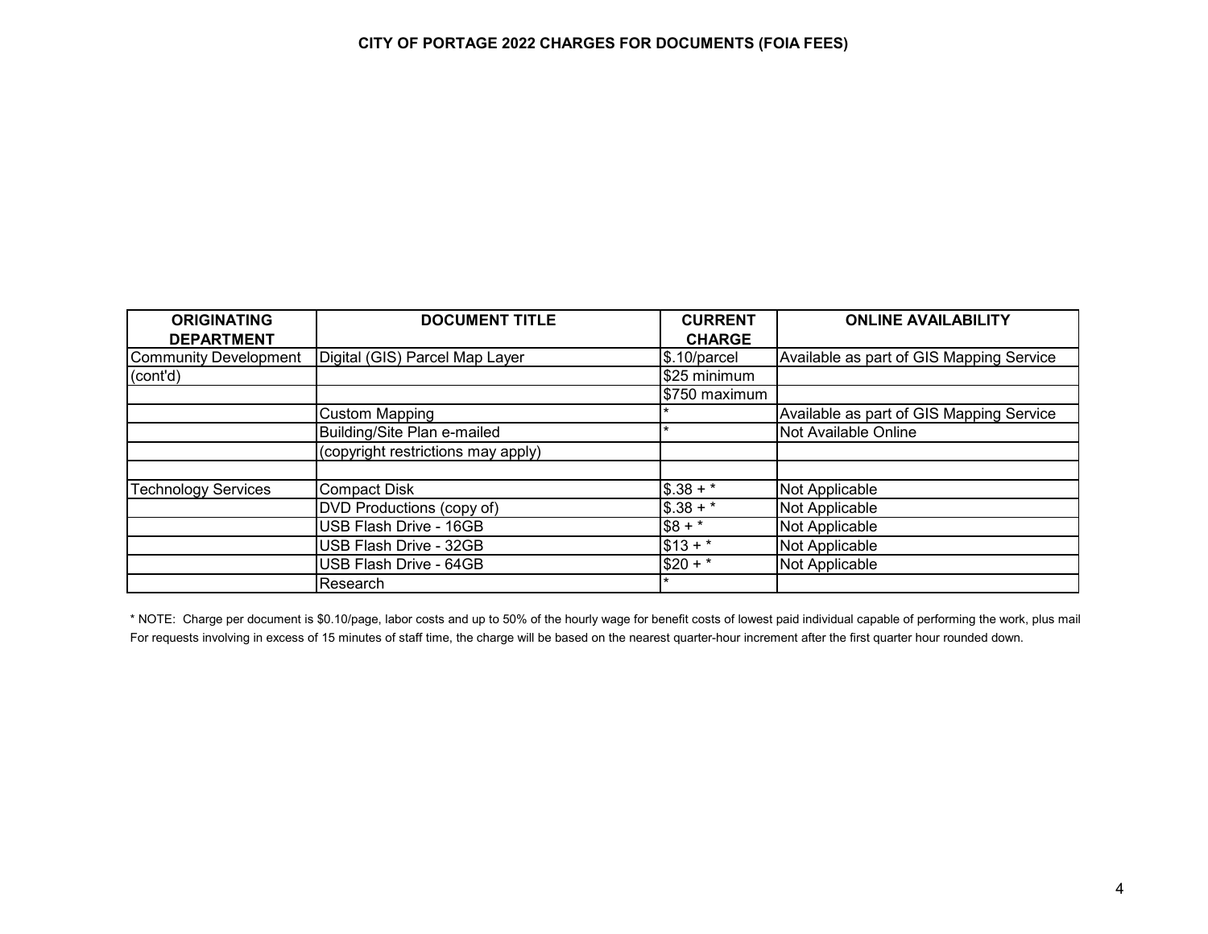**CITY OF PORTAGE 2022 CHARGES FOR DOCUMENTS (FOIA FEES)**

| ORIGINATING DEPARTMENT | DOCUMENT TITLE | CURRENT CHARGE | ONLINE AVAILABILITY |
|---|---|---|---|
| Community Development | Digital (GIS) Parcel Map Layer | $.10/parcel | Available as part of GIS Mapping Service |
| (cont'd) | | $25 minimum | |
| | | $750 maximum | |
| | Custom Mapping | * | Available as part of GIS Mapping Service |
| | Building/Site Plan e-mailed | * | Not Available Online |
| | (copyright restrictions may apply) | | |
| | | | |
| Technology Services | Compact Disk | $.38 + * | Not Applicable |
| | DVD Productions (copy of) | $.38 + * | Not Applicable |
| | USB Flash Drive - 16GB | $8 + * | Not Applicable |
| | USB Flash Drive - 32GB | $13 + * | Not Applicable |
| | USB Flash Drive - 64GB | $20 + * | Not Applicable |
| | Research | * | |

* NOTE: Charge per document is $0.10/page, labor costs and up to 50% of the hourly wage for benefit costs of lowest paid individual capable of performing the work, plus mail
For requests involving in excess of 15 minutes of staff time, the charge will be based on the nearest quarter-hour increment after the first quarter hour rounded down.